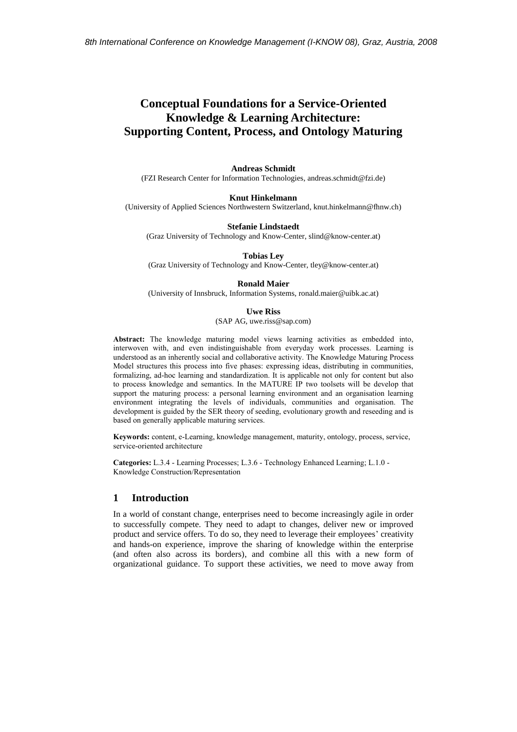# Conceptual Foundations for a Service-Oriented Knowledge & Learning Architecture: Supporting Content, Process, and Ontology Maturing

**Andreas Schmidt**
(FZI Research Center for Information Technologies, andreas.schmidt@fzi.de)

**Knut Hinkelmann**
(University of Applied Sciences Northwestern Switzerland, knut.hinkelmann@fhnw.ch)

**Stefanie Lindstaedt**
(Graz University of Technology and Know-Center, slind@know-center.at)

**Tobias Ley**
(Graz University of Technology and Know-Center, tley@know-center.at)

**Ronald Maier**
(University of Innsbruck, Information Systems, ronald.maier@uibk.ac.at)

**Uwe Riss**
(SAP AG, uwe.riss@sap.com)

**Abstract:** The knowledge maturing model views learning activities as embedded into, interwoven with, and even indistinguishable from everyday work processes. Learning is understood as an inherently social and collaborative activity. The Knowledge Maturing Process Model structures this process into five phases: expressing ideas, distributing in communities, formalizing, ad-hoc learning and standardization. It is applicable not only for content but also to process knowledge and semantics. In the MATURE IP two toolsets will be develop that support the maturing process: a personal learning environment and an organisation learning environment integrating the levels of individuals, communities and organisation. The development is guided by the SER theory of seeding, evolutionary growth and reseeding and is based on generally applicable maturing services.

**Keywords:** content, e-Learning, knowledge management, maturity, ontology, process, service, service-oriented architecture

**Categories:** L.3.4 - Learning Processes; L.3.6 - Technology Enhanced Learning; L.1.0 - Knowledge Construction/Representation

## 1 Introduction

In a world of constant change, enterprises need to become increasingly agile in order to successfully compete. They need to adapt to changes, deliver new or improved product and service offers. To do so, they need to leverage their employees' creativity and hands-on experience, improve the sharing of knowledge within the enterprise (and often also across its borders), and combine all this with a new form of organizational guidance. To support these activities, we need to move away from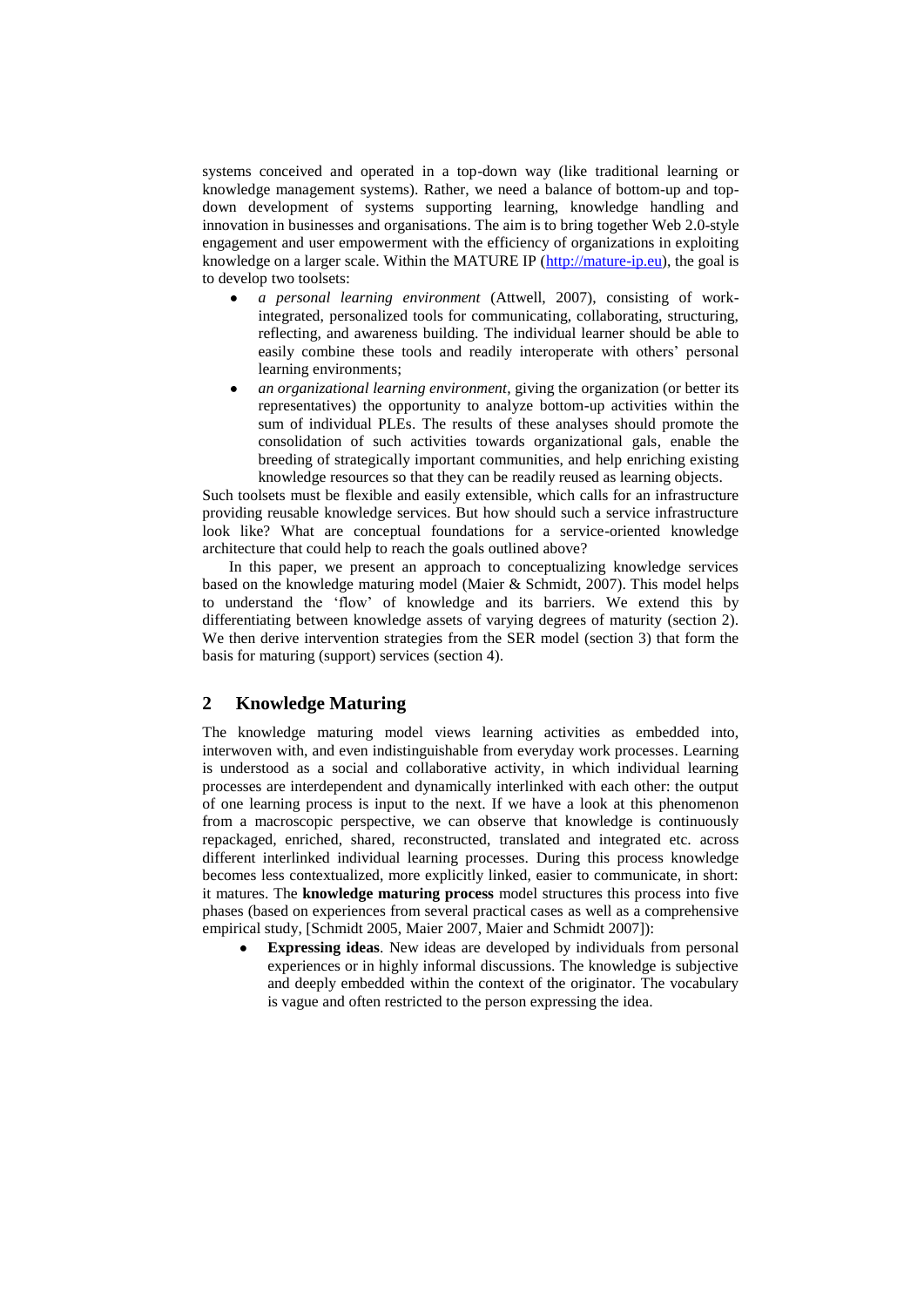systems conceived and operated in a top-down way (like traditional learning or knowledge management systems). Rather, we need a balance of bottom-up and top-down development of systems supporting learning, knowledge handling and innovation in businesses and organisations. The aim is to bring together Web 2.0-style engagement and user empowerment with the efficiency of organizations in exploiting knowledge on a larger scale. Within the MATURE IP (http://mature-ip.eu), the goal is to develop two toolsets:

- *a personal learning environment* (Attwell, 2007), consisting of work-integrated, personalized tools for communicating, collaborating, structuring, reflecting, and awareness building. The individual learner should be able to easily combine these tools and readily interoperate with others' personal learning environments;
- *an organizational learning environment*, giving the organization (or better its representatives) the opportunity to analyze bottom-up activities within the sum of individual PLEs. The results of these analyses should promote the consolidation of such activities towards organizational gals, enable the breeding of strategically important communities, and help enriching existing knowledge resources so that they can be readily reused as learning objects.

Such toolsets must be flexible and easily extensible, which calls for an infrastructure providing reusable knowledge services. But how should such a service infrastructure look like? What are conceptual foundations for a service-oriented knowledge architecture that could help to reach the goals outlined above?

In this paper, we present an approach to conceptualizing knowledge services based on the knowledge maturing model (Maier & Schmidt, 2007). This model helps to understand the 'flow' of knowledge and its barriers. We extend this by differentiating between knowledge assets of varying degrees of maturity (section 2). We then derive intervention strategies from the SER model (section 3) that form the basis for maturing (support) services (section 4).

## 2 Knowledge Maturing

The knowledge maturing model views learning activities as embedded into, interwoven with, and even indistinguishable from everyday work processes. Learning is understood as a social and collaborative activity, in which individual learning processes are interdependent and dynamically interlinked with each other: the output of one learning process is input to the next. If we have a look at this phenomenon from a macroscopic perspective, we can observe that knowledge is continuously repackaged, enriched, shared, reconstructed, translated and integrated etc. across different interlinked individual learning processes. During this process knowledge becomes less contextualized, more explicitly linked, easier to communicate, in short: it matures. The **knowledge maturing process** model structures this process into five phases (based on experiences from several practical cases as well as a comprehensive empirical study, [Schmidt 2005, Maier 2007, Maier and Schmidt 2007]):

- **Expressing ideas**. New ideas are developed by individuals from personal experiences or in highly informal discussions. The knowledge is subjective and deeply embedded within the context of the originator. The vocabulary is vague and often restricted to the person expressing the idea.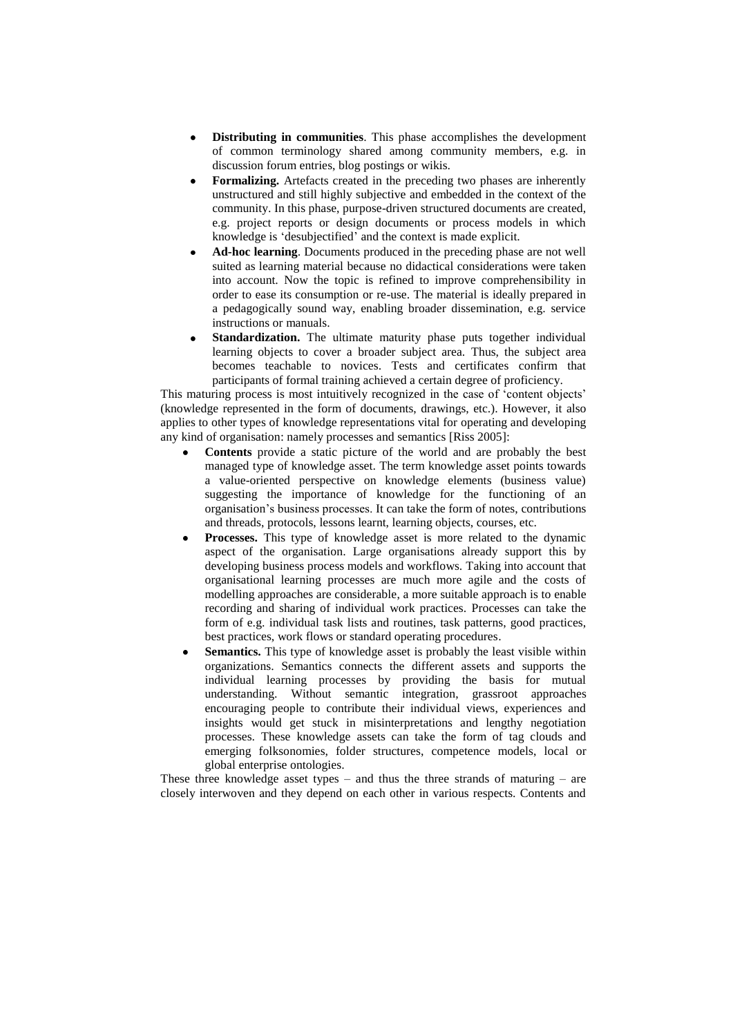- **Distributing in communities**. This phase accomplishes the development of common terminology shared among community members, e.g. in discussion forum entries, blog postings or wikis.
- **Formalizing.** Artefacts created in the preceding two phases are inherently unstructured and still highly subjective and embedded in the context of the community. In this phase, purpose-driven structured documents are created, e.g. project reports or design documents or process models in which knowledge is 'desubjectified' and the context is made explicit.
- **Ad-hoc learning**. Documents produced in the preceding phase are not well suited as learning material because no didactical considerations were taken into account. Now the topic is refined to improve comprehensibility in order to ease its consumption or re-use. The material is ideally prepared in a pedagogically sound way, enabling broader dissemination, e.g. service instructions or manuals.
- **Standardization.** The ultimate maturity phase puts together individual learning objects to cover a broader subject area. Thus, the subject area becomes teachable to novices. Tests and certificates confirm that participants of formal training achieved a certain degree of proficiency.

This maturing process is most intuitively recognized in the case of 'content objects' (knowledge represented in the form of documents, drawings, etc.). However, it also applies to other types of knowledge representations vital for operating and developing any kind of organisation: namely processes and semantics [Riss 2005]:

- **Contents** provide a static picture of the world and are probably the best managed type of knowledge asset. The term knowledge asset points towards a value-oriented perspective on knowledge elements (business value) suggesting the importance of knowledge for the functioning of an organisation's business processes. It can take the form of notes, contributions and threads, protocols, lessons learnt, learning objects, courses, etc.
- **Processes.** This type of knowledge asset is more related to the dynamic aspect of the organisation. Large organisations already support this by developing business process models and workflows. Taking into account that organisational learning processes are much more agile and the costs of modelling approaches are considerable, a more suitable approach is to enable recording and sharing of individual work practices. Processes can take the form of e.g. individual task lists and routines, task patterns, good practices, best practices, work flows or standard operating procedures.
- **Semantics.** This type of knowledge asset is probably the least visible within organizations. Semantics connects the different assets and supports the individual learning processes by providing the basis for mutual understanding. Without semantic integration, grassroot approaches encouraging people to contribute their individual views, experiences and insights would get stuck in misinterpretations and lengthy negotiation processes. These knowledge assets can take the form of tag clouds and emerging folksonomies, folder structures, competence models, local or global enterprise ontologies.

These three knowledge asset types – and thus the three strands of maturing – are closely interwoven and they depend on each other in various respects. Contents and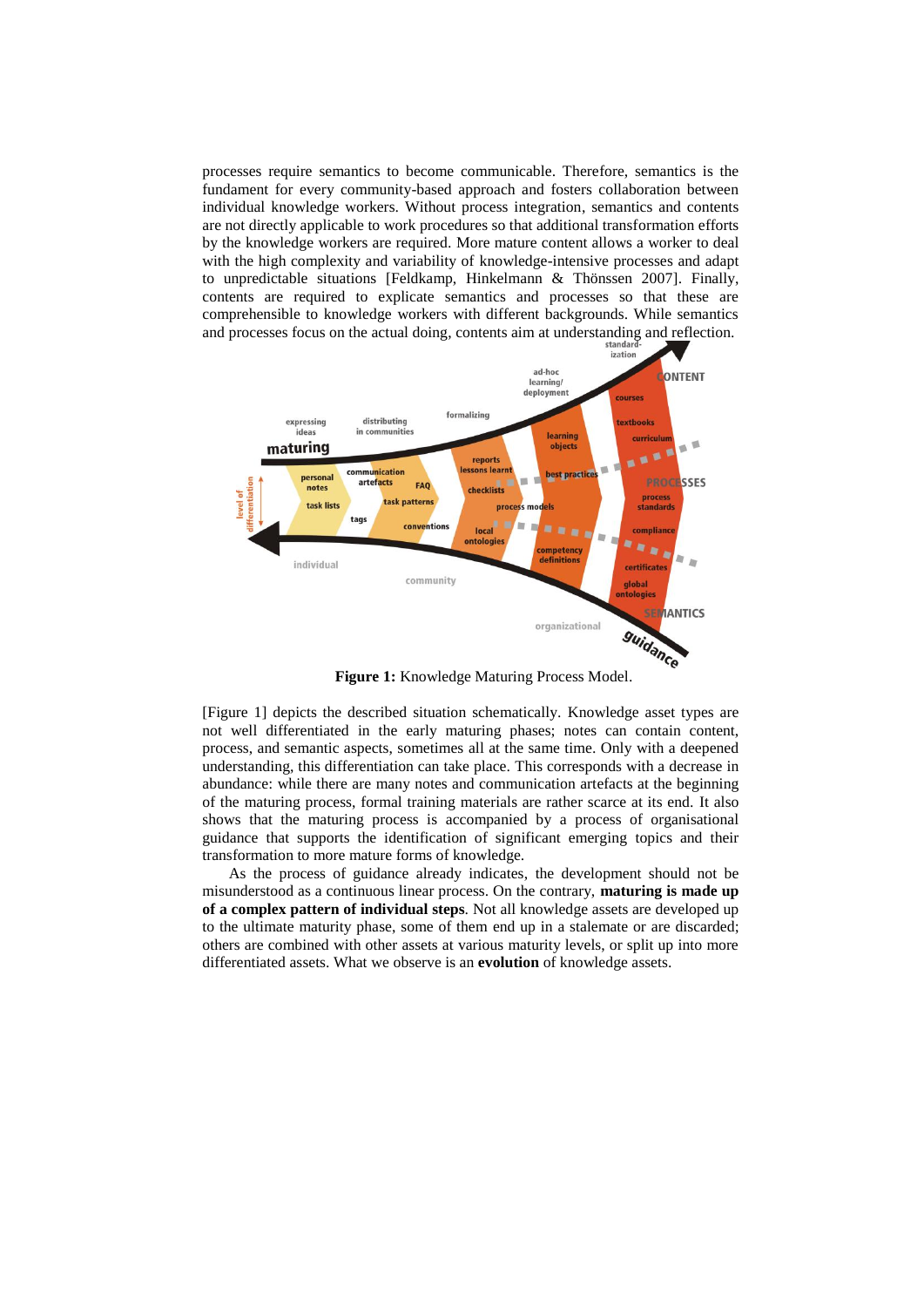processes require semantics to become communicable. Therefore, semantics is the fundament for every community-based approach and fosters collaboration between individual knowledge workers. Without process integration, semantics and contents are not directly applicable to work procedures so that additional transformation efforts by the knowledge workers are required. More mature content allows a worker to deal with the high complexity and variability of knowledge-intensive processes and adapt to unpredictable situations [Feldkamp, Hinkelmann & Thönssen 2007]. Finally, contents are required to explicate semantics and processes so that these are comprehensible to knowledge workers with different backgrounds. While semantics and processes focus on the actual doing, contents aim at understanding and reflection.

standard-ization
ad-hoc learning/ deployment
formalizing
distributing in communities
expressing ideas
maturing
CONTENT
courses
textbooks
curriculum
learning objects
best practices
reports lessons learnt
checklists
communication artefacts
FAQ
personal notes
task lists
task patterns
tags
conventions
process models
PROCESSES
process standards
compliance
local ontologies
competency definitions
certificates
global ontologies
SEMANTICS
level of differentiation
individual
community
organizational
guidance

**Figure 1:** Knowledge Maturing Process Model.

[Figure 1] depicts the described situation schematically. Knowledge asset types are not well differentiated in the early maturing phases; notes can contain content, process, and semantic aspects, sometimes all at the same time. Only with a deepened understanding, this differentiation can take place. This corresponds with a decrease in abundance: while there are many notes and communication artefacts at the beginning of the maturing process, formal training materials are rather scarce at its end. It also shows that the maturing process is accompanied by a process of organisational guidance that supports the identification of significant emerging topics and their transformation to more mature forms of knowledge.

As the process of guidance already indicates, the development should not be misunderstood as a continuous linear process. On the contrary, **maturing is made up of a complex pattern of individual steps**. Not all knowledge assets are developed up to the ultimate maturity phase, some of them end up in a stalemate or are discarded; others are combined with other assets at various maturity levels, or split up into more differentiated assets. What we observe is an **evolution** of knowledge assets.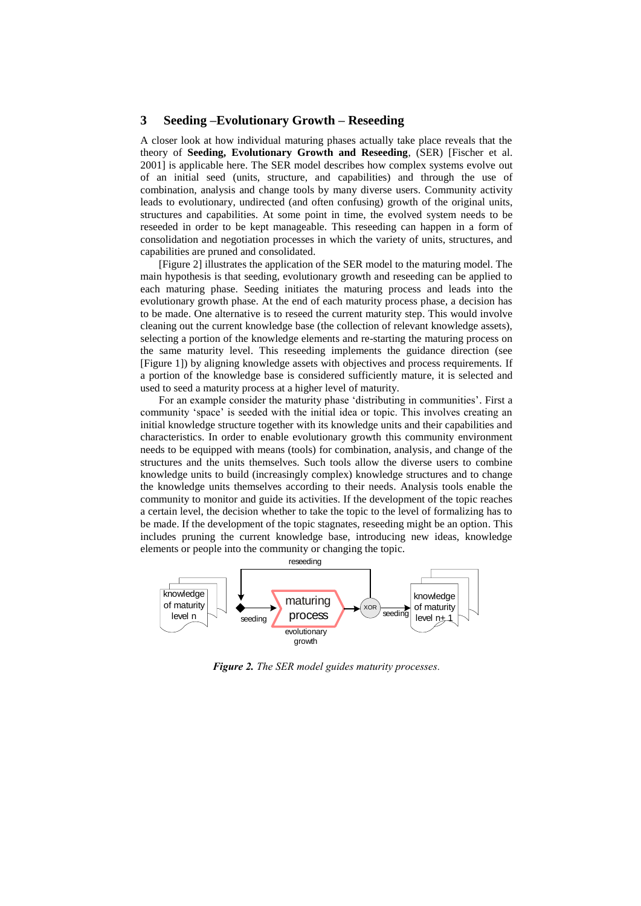## 3 Seeding –Evolutionary Growth – Reseeding

A closer look at how individual maturing phases actually take place reveals that the theory of **Seeding, Evolutionary Growth and Reseeding**, (SER) [Fischer et al. 2001] is applicable here. The SER model describes how complex systems evolve out of an initial seed (units, structure, and capabilities) and through the use of combination, analysis and change tools by many diverse users. Community activity leads to evolutionary, undirected (and often confusing) growth of the original units, structures and capabilities. At some point in time, the evolved system needs to be reseeded in order to be kept manageable. This reseeding can happen in a form of consolidation and negotiation processes in which the variety of units, structures, and capabilities are pruned and consolidated.

[Figure 2] illustrates the application of the SER model to the maturing model. The main hypothesis is that seeding, evolutionary growth and reseeding can be applied to each maturing phase. Seeding initiates the maturing process and leads into the evolutionary growth phase. At the end of each maturity process phase, a decision has to be made. One alternative is to reseed the current maturity step. This would involve cleaning out the current knowledge base (the collection of relevant knowledge assets), selecting a portion of the knowledge elements and re-starting the maturing process on the same maturity level. This reseeding implements the guidance direction (see [Figure 1]) by aligning knowledge assets with objectives and process requirements. If a portion of the knowledge base is considered sufficiently mature, it is selected and used to seed a maturity process at a higher level of maturity.

For an example consider the maturity phase 'distributing in communities'. First a community 'space' is seeded with the initial idea or topic. This involves creating an initial knowledge structure together with its knowledge units and their capabilities and characteristics. In order to enable evolutionary growth this community environment needs to be equipped with means (tools) for combination, analysis, and change of the structures and the units themselves. Such tools allow the diverse users to combine knowledge units to build (increasingly complex) knowledge structures and to change the knowledge units themselves according to their needs. Analysis tools enable the community to monitor and guide its activities. If the development of the topic reaches a certain level, the decision whether to take the topic to the level of formalizing has to be made. If the development of the topic stagnates, reseeding might be an option. This includes pruning the current knowledge base, introducing new ideas, knowledge elements or people into the community or changing the topic.

***Figure 2.*** *The SER model guides maturity processes.*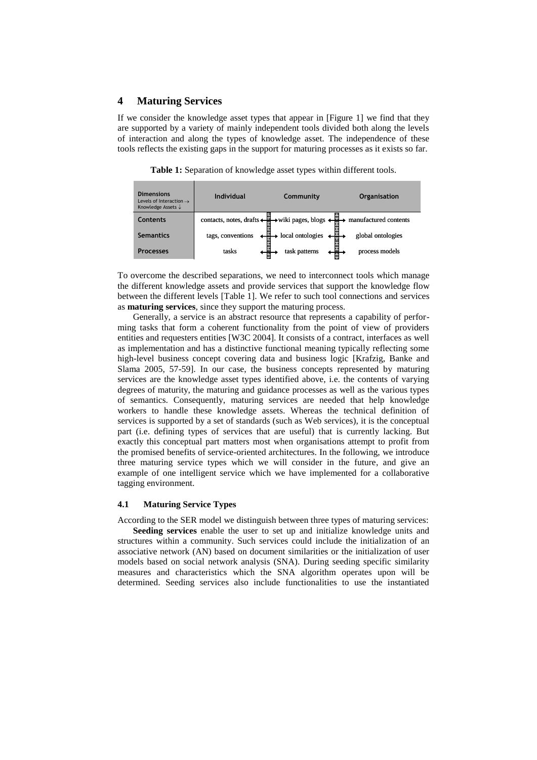## 4 Maturing Services

If we consider the knowledge asset types that appear in [Figure 1] we find that they are supported by a variety of mainly independent tools divided both along the levels of interaction and along the types of knowledge asset. The independence of these tools reflects the existing gaps in the support for maturing processes as it exists so far.

**Table 1:** Separation of knowledge asset types within different tools.

| Dimensions Levels of Interaction → Knowledge Assets ↓ | Individual | Community | Organisation |
|---|---|---|---|
| Contents | contacts, notes, drafts ↔ | wiki pages, blogs ↔ | manufactured contents |
| Semantics | tags, conventions ↔ | local ontologies ↔ | global ontologies |
| Processes | tasks ↔ | task patterns ↔ | process models |

To overcome the described separations, we need to interconnect tools which manage the different knowledge assets and provide services that support the knowledge flow between the different levels [Table 1]. We refer to such tool connections and services as **maturing services**, since they support the maturing process.

Generally, a service is an abstract resource that represents a capability of performing tasks that form a coherent functionality from the point of view of providers entities and requesters entities [W3C 2004]. It consists of a contract, interfaces as well as implementation and has a distinctive functional meaning typically reflecting some high-level business concept covering data and business logic [Krafzig, Banke and Slama 2005, 57-59]. In our case, the business concepts represented by maturing services are the knowledge asset types identified above, i.e. the contents of varying degrees of maturity, the maturing and guidance processes as well as the various types of semantics. Consequently, maturing services are needed that help knowledge workers to handle these knowledge assets. Whereas the technical definition of services is supported by a set of standards (such as Web services), it is the conceptual part (i.e. defining types of services that are useful) that is currently lacking. But exactly this conceptual part matters most when organisations attempt to profit from the promised benefits of service-oriented architectures. In the following, we introduce three maturing service types which we will consider in the future, and give an example of one intelligent service which we have implemented for a collaborative tagging environment.

### 4.1 Maturing Service Types

According to the SER model we distinguish between three types of maturing services:

**Seeding services** enable the user to set up and initialize knowledge units and structures within a community. Such services could include the initialization of an associative network (AN) based on document similarities or the initialization of user models based on social network analysis (SNA). During seeding specific similarity measures and characteristics which the SNA algorithm operates upon will be determined. Seeding services also include functionalities to use the instantiated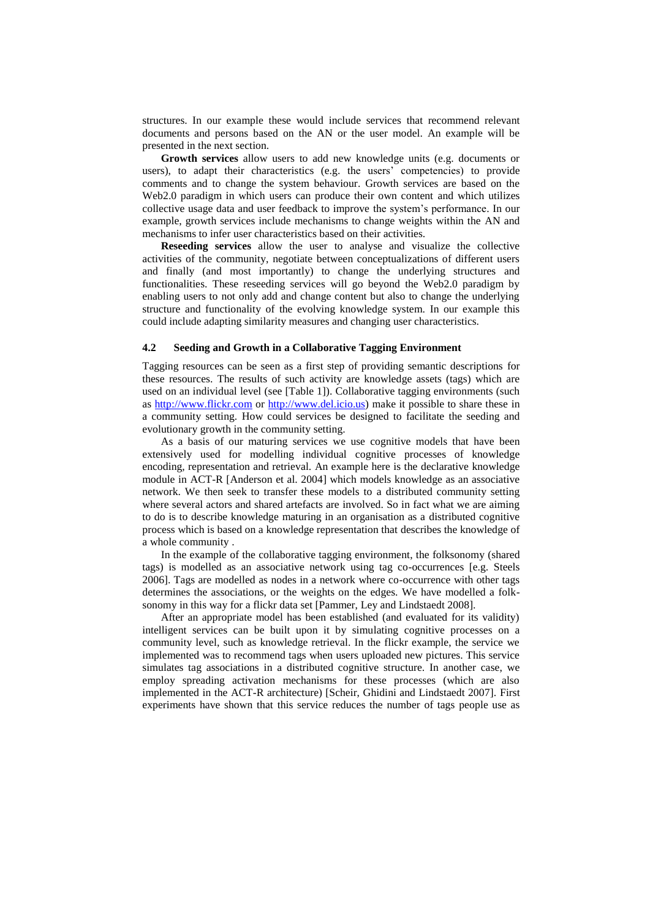structures. In our example these would include services that recommend relevant documents and persons based on the AN or the user model. An example will be presented in the next section.

**Growth services** allow users to add new knowledge units (e.g. documents or users), to adapt their characteristics (e.g. the users' competencies) to provide comments and to change the system behaviour. Growth services are based on the Web2.0 paradigm in which users can produce their own content and which utilizes collective usage data and user feedback to improve the system's performance. In our example, growth services include mechanisms to change weights within the AN and mechanisms to infer user characteristics based on their activities.

**Reseeding services** allow the user to analyse and visualize the collective activities of the community, negotiate between conceptualizations of different users and finally (and most importantly) to change the underlying structures and functionalities. These reseeding services will go beyond the Web2.0 paradigm by enabling users to not only add and change content but also to change the underlying structure and functionality of the evolving knowledge system. In our example this could include adapting similarity measures and changing user characteristics.

### 4.2 Seeding and Growth in a Collaborative Tagging Environment

Tagging resources can be seen as a first step of providing semantic descriptions for these resources. The results of such activity are knowledge assets (tags) which are used on an individual level (see [Table 1]). Collaborative tagging environments (such as http://www.flickr.com or http://www.del.icio.us) make it possible to share these in a community setting. How could services be designed to facilitate the seeding and evolutionary growth in the community setting.

As a basis of our maturing services we use cognitive models that have been extensively used for modelling individual cognitive processes of knowledge encoding, representation and retrieval. An example here is the declarative knowledge module in ACT-R [Anderson et al. 2004] which models knowledge as an associative network. We then seek to transfer these models to a distributed community setting where several actors and shared artefacts are involved. So in fact what we are aiming to do is to describe knowledge maturing in an organisation as a distributed cognitive process which is based on a knowledge representation that describes the knowledge of a whole community .

In the example of the collaborative tagging environment, the folksonomy (shared tags) is modelled as an associative network using tag co-occurrences [e.g. Steels 2006]. Tags are modelled as nodes in a network where co-occurrence with other tags determines the associations, or the weights on the edges. We have modelled a folksonomy in this way for a flickr data set [Pammer, Ley and Lindstaedt 2008].

After an appropriate model has been established (and evaluated for its validity) intelligent services can be built upon it by simulating cognitive processes on a community level, such as knowledge retrieval. In the flickr example, the service we implemented was to recommend tags when users uploaded new pictures. This service simulates tag associations in a distributed cognitive structure. In another case, we employ spreading activation mechanisms for these processes (which are also implemented in the ACT-R architecture) [Scheir, Ghidini and Lindstaedt 2007]. First experiments have shown that this service reduces the number of tags people use as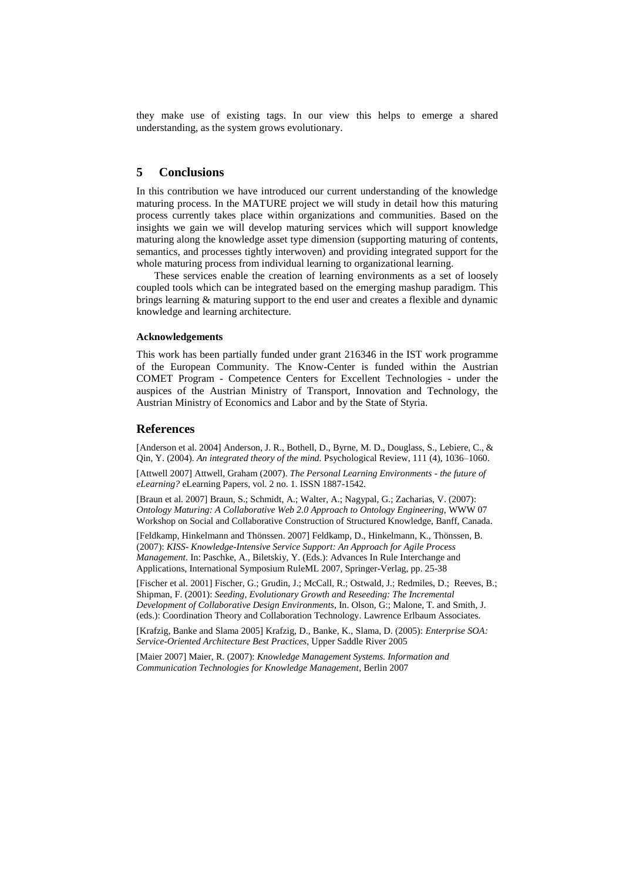they make use of existing tags. In our view this helps to emerge a shared understanding, as the system grows evolutionary.

## 5 Conclusions

In this contribution we have introduced our current understanding of the knowledge maturing process. In the MATURE project we will study in detail how this maturing process currently takes place within organizations and communities. Based on the insights we gain we will develop maturing services which will support knowledge maturing along the knowledge asset type dimension (supporting maturing of contents, semantics, and processes tightly interwoven) and providing integrated support for the whole maturing process from individual learning to organizational learning.

These services enable the creation of learning environments as a set of loosely coupled tools which can be integrated based on the emerging mashup paradigm. This brings learning & maturing support to the end user and creates a flexible and dynamic knowledge and learning architecture.

#### Acknowledgements

This work has been partially funded under grant 216346 in the IST work programme of the European Community. The Know-Center is funded within the Austrian COMET Program - Competence Centers for Excellent Technologies - under the auspices of the Austrian Ministry of Transport, Innovation and Technology, the Austrian Ministry of Economics and Labor and by the State of Styria.

## References

[Anderson et al. 2004] Anderson, J. R., Bothell, D., Byrne, M. D., Douglass, S., Lebiere, C., & Qin, Y. (2004). *An integrated theory of the mind.* Psychological Review, 111 (4), 1036–1060.

[Attwell 2007] Attwell, Graham (2007). *The Personal Learning Environments - the future of eLearning?* eLearning Papers, vol. 2 no. 1. ISSN 1887-1542.

[Braun et al. 2007] Braun, S.; Schmidt, A.; Walter, A.; Nagypal, G.; Zacharias, V. (2007): *Ontology Maturing: A Collaborative Web 2.0 Approach to Ontology Engineering,* WWW 07 Workshop on Social and Collaborative Construction of Structured Knowledge, Banff, Canada.

[Feldkamp, Hinkelmann and Thönssen. 2007] Feldkamp, D., Hinkelmann, K., Thönssen, B. (2007): *KISS- Knowledge-Intensive Service Support: An Approach for Agile Process Management*. In: Paschke, A., Biletskiy, Y. (Eds.): Advances In Rule Interchange and Applications, International Symposium RuleML 2007, Springer-Verlag, pp. 25-38

[Fischer et al. 2001] Fischer, G.; Grudin, J.; McCall, R.; Ostwald, J.; Redmiles, D.; Reeves, B.; Shipman, F. (2001): *Seeding, Evolutionary Growth and Reseeding: The Incremental Development of Collaborative Design Environments*, In. Olson, G:; Malone, T. and Smith, J. (eds.): Coordination Theory and Collaboration Technology. Lawrence Erlbaum Associates.

[Krafzig, Banke and Slama 2005] Krafzig, D., Banke, K., Slama, D. (2005): *Enterprise SOA: Service-Oriented Architecture Best Practices*, Upper Saddle River 2005

[Maier 2007] Maier, R. (2007): *Knowledge Management Systems. Information and Communication Technologies for Knowledge Management*, Berlin 2007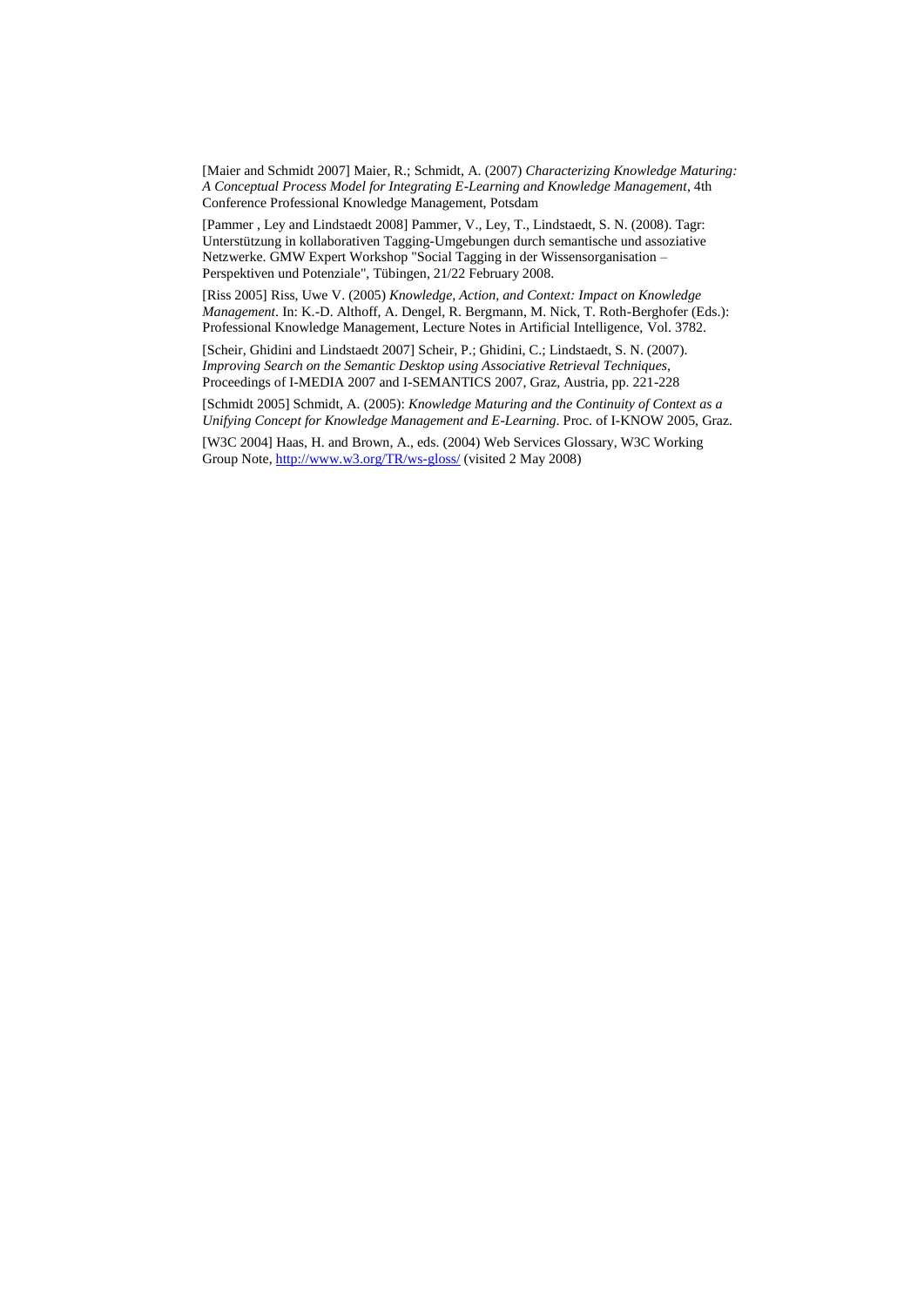[Maier and Schmidt 2007] Maier, R.; Schmidt, A. (2007) *Characterizing Knowledge Maturing: A Conceptual Process Model for Integrating E-Learning and Knowledge Management*, 4th Conference Professional Knowledge Management, Potsdam

[Pammer , Ley and Lindstaedt 2008] Pammer, V., Ley, T., Lindstaedt, S. N. (2008). Tagr: Unterstützung in kollaborativen Tagging-Umgebungen durch semantische und assoziative Netzwerke. GMW Expert Workshop "Social Tagging in der Wissensorganisation – Perspektiven und Potenziale", Tübingen, 21/22 February 2008.

[Riss 2005] Riss, Uwe V. (2005) *Knowledge, Action, and Context: Impact on Knowledge Management*. In: K.-D. Althoff, A. Dengel, R. Bergmann, M. Nick, T. Roth-Berghofer (Eds.): Professional Knowledge Management, Lecture Notes in Artificial Intelligence, Vol. 3782.

[Scheir, Ghidini and Lindstaedt 2007] Scheir, P.; Ghidini, C.; Lindstaedt, S. N. (2007). *Improving Search on the Semantic Desktop using Associative Retrieval Techniques*, Proceedings of I-MEDIA 2007 and I-SEMANTICS 2007, Graz, Austria, pp. 221-228

[Schmidt 2005] Schmidt, A. (2005): *Knowledge Maturing and the Continuity of Context as a Unifying Concept for Knowledge Management and E-Learning*. Proc. of I-KNOW 2005, Graz.

[W3C 2004] Haas, H. and Brown, A., eds. (2004) Web Services Glossary, W3C Working Group Note, http://www.w3.org/TR/ws-gloss/ (visited 2 May 2008)